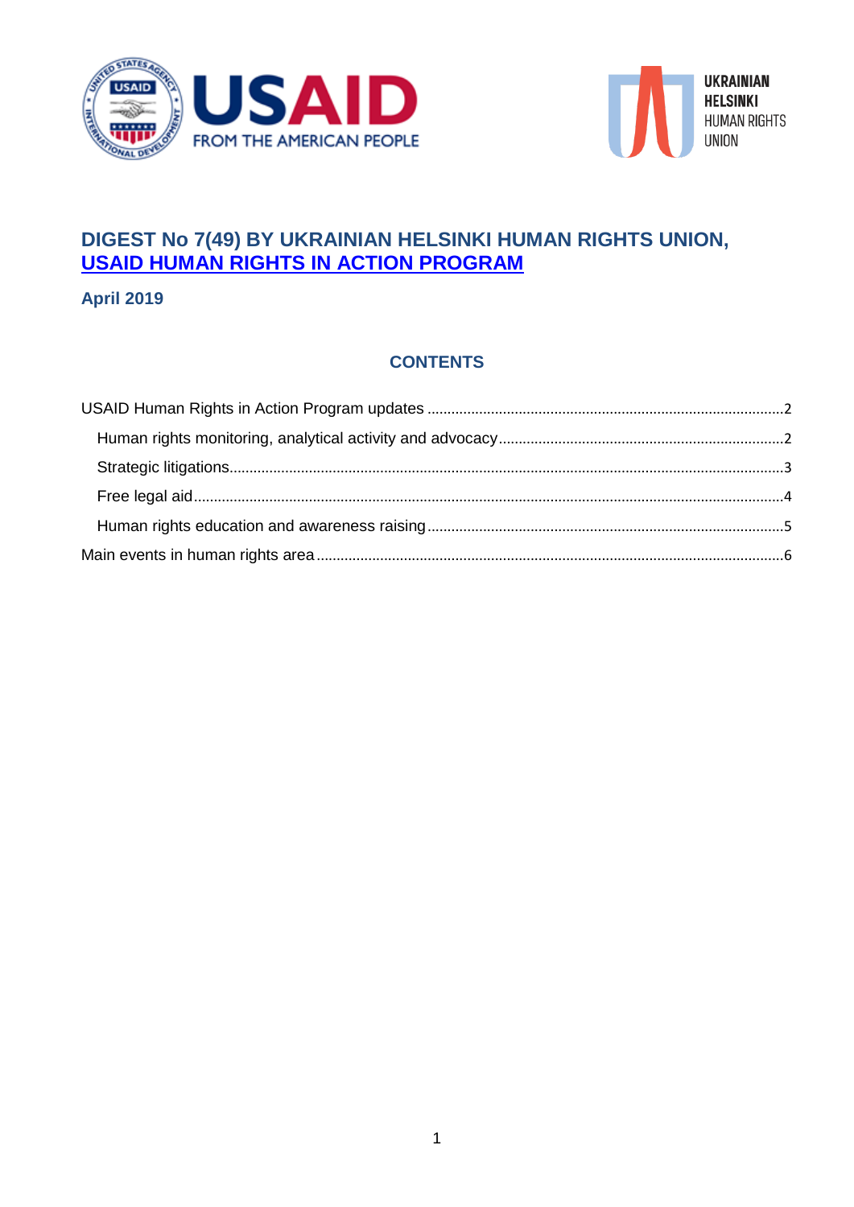# DIGEST No 7(49) BY UKRAINIAN HELSINKI HUMAN RIGHTS UNION, USAID HUMAN RIGHTS IN ACTION PROGRAM

**April 2019**

## CONTENTS

- USAID Human Rights in Action Program updates ........ 2
  - Human rights monitoring, analytical activity and advocacy ........ 2
  - Strategic litigations ........ 3
  - Free legal aid ........ 4
  - Human rights education and awareness raising ........ 5
- Main events in human rights area ........ 6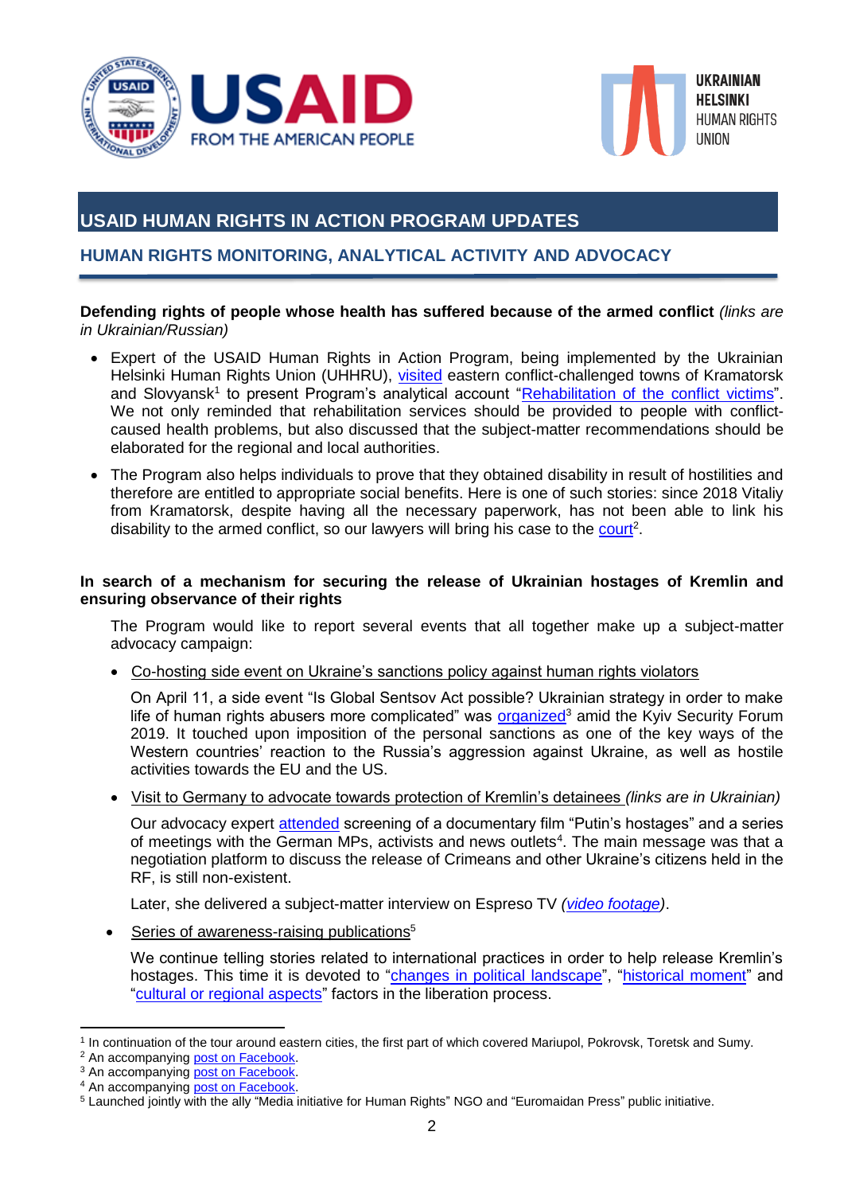## USAID HUMAN RIGHTS IN ACTION PROGRAM UPDATES

### HUMAN RIGHTS MONITORING, ANALYTICAL ACTIVITY AND ADVOCACY

**Defending rights of people whose health has suffered because of the armed conflict** *(links are in Ukrainian/Russian)*

- Expert of the USAID Human Rights in Action Program, being implemented by the Ukrainian Helsinki Human Rights Union (UHHRU), visited eastern conflict-challenged towns of Kramatorsk and Slovyansk[1] to present Program's analytical account "Rehabilitation of the conflict victims". We not only reminded that rehabilitation services should be provided to people with conflict-caused health problems, but also discussed that the subject-matter recommendations should be elaborated for the regional and local authorities.
- The Program also helps individuals to prove that they obtained disability in result of hostilities and therefore are entitled to appropriate social benefits. Here is one of such stories: since 2018 Vitaliy from Kramatorsk, despite having all the necessary paperwork, has not been able to link his disability to the armed conflict, so our lawyers will bring his case to the court[2].

**In search of a mechanism for securing the release of Ukrainian hostages of Kremlin and ensuring observance of their rights**

The Program would like to report several events that all together make up a subject-matter advocacy campaign:

- Co-hosting side event on Ukraine's sanctions policy against human rights violators

  On April 11, a side event "Is Global Sentsov Act possible? Ukrainian strategy in order to make life of human rights abusers more complicated" was organized[3] amid the Kyiv Security Forum 2019. It touched upon imposition of the personal sanctions as one of the key ways of the Western countries' reaction to the Russia's aggression against Ukraine, as well as hostile activities towards the EU and the US.

- Visit to Germany to advocate towards protection of Kremlin's detainees *(links are in Ukrainian)*

  Our advocacy expert attended screening of a documentary film "Putin's hostages" and a series of meetings with the German MPs, activists and news outlets[4]. The main message was that a negotiation platform to discuss the release of Crimeans and other Ukraine's citizens held in the RF, is still non-existent.

  Later, she delivered a subject-matter interview on Espreso TV *(video footage)*.

- Series of awareness-raising publications[5]

  We continue telling stories related to international practices in order to help release Kremlin's hostages. This time it is devoted to "changes in political landscape", "historical moment" and "cultural or regional aspects" factors in the liberation process.

---

[1] In continuation of the tour around eastern cities, the first part of which covered Mariupol, Pokrovsk, Toretsk and Sumy.
[2] An accompanying post on Facebook.
[3] An accompanying post on Facebook.
[4] An accompanying post on Facebook.
[5] Launched jointly with the ally "Media initiative for Human Rights" NGO and "Euromaidan Press" public initiative.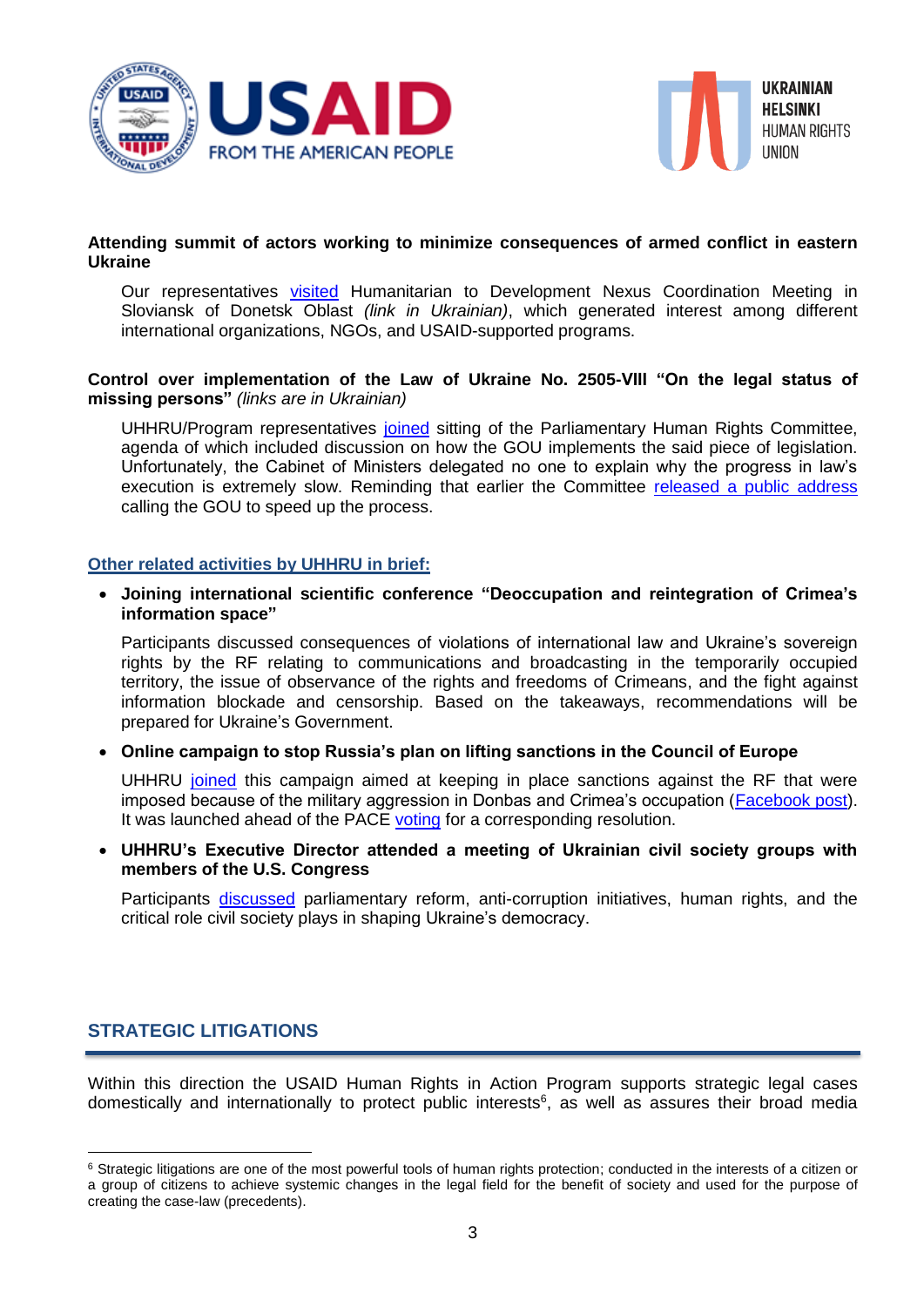**Attending summit of actors working to minimize consequences of armed conflict in eastern Ukraine**

Our representatives visited Humanitarian to Development Nexus Coordination Meeting in Sloviansk of Donetsk Oblast *(link in Ukrainian)*, which generated interest among different international organizations, NGOs, and USAID-supported programs.

**Control over implementation of the Law of Ukraine No. 2505-VIII "On the legal status of missing persons"** *(links are in Ukrainian)*

UHHRU/Program representatives joined sitting of the Parliamentary Human Rights Committee, agenda of which included discussion on how the GOU implements the said piece of legislation. Unfortunately, the Cabinet of Ministers delegated no one to explain why the progress in law's execution is extremely slow. Reminding that earlier the Committee released a public address calling the GOU to speed up the process.

## Other related activities by UHHRU in brief:

- **Joining international scientific conference "Deoccupation and reintegration of Crimea's information space"**

  Participants discussed consequences of violations of international law and Ukraine's sovereign rights by the RF relating to communications and broadcasting in the temporarily occupied territory, the issue of observance of the rights and freedoms of Crimeans, and the fight against information blockade and censorship. Based on the takeaways, recommendations will be prepared for Ukraine's Government.

- **Online campaign to stop Russia's plan on lifting sanctions in the Council of Europe**

  UHHRU joined this campaign aimed at keeping in place sanctions against the RF that were imposed because of the military aggression in Donbas and Crimea's occupation (Facebook post). It was launched ahead of the PACE voting for a corresponding resolution.

- **UHHRU's Executive Director attended a meeting of Ukrainian civil society groups with members of the U.S. Congress**

  Participants discussed parliamentary reform, anti-corruption initiatives, human rights, and the critical role civil society plays in shaping Ukraine's democracy.

## STRATEGIC LITIGATIONS

Within this direction the USAID Human Rights in Action Program supports strategic legal cases domestically and internationally to protect public interests[6], as well as assures their broad media

[6] Strategic litigations are one of the most powerful tools of human rights protection; conducted in the interests of a citizen or a group of citizens to achieve systemic changes in the legal field for the benefit of society and used for the purpose of creating the case-law (precedents).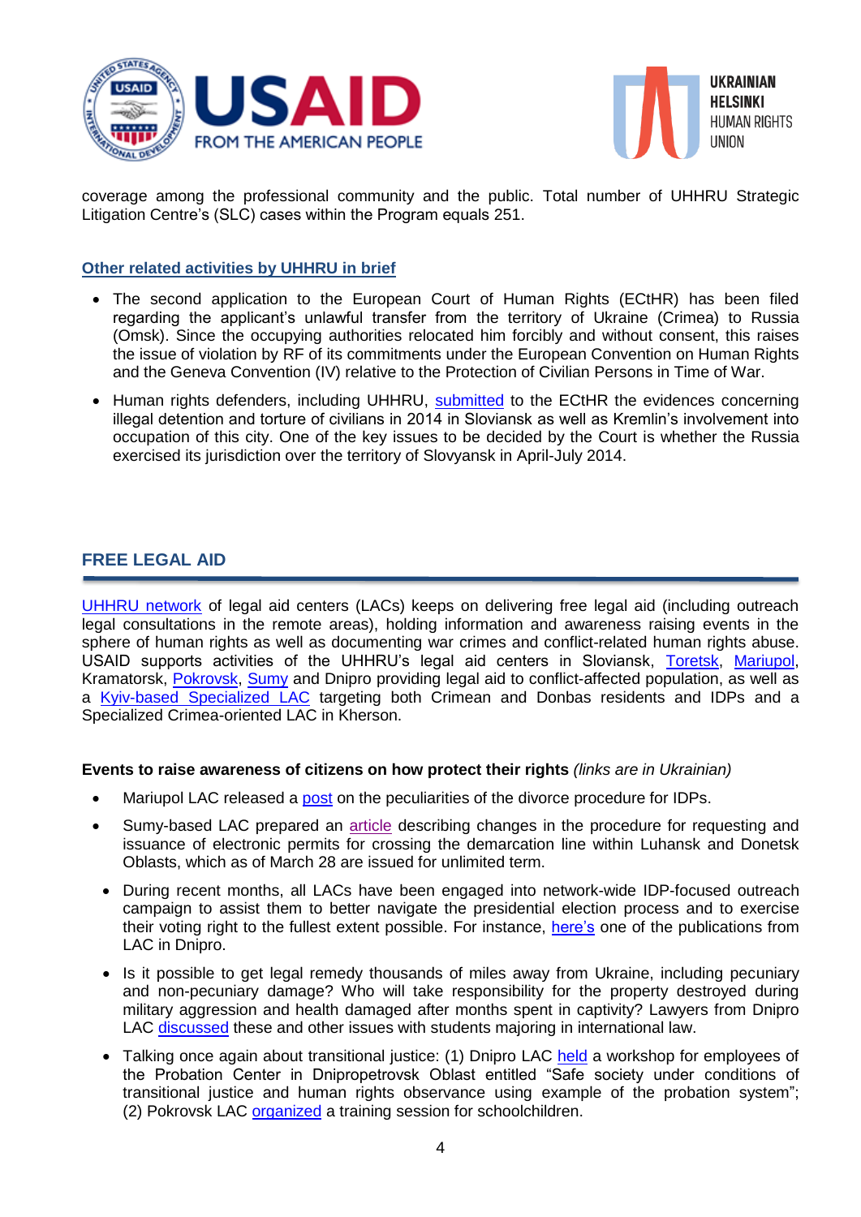coverage among the professional community and the public. Total number of UHHRU Strategic Litigation Centre's (SLC) cases within the Program equals 251.

### Other related activities by UHHRU in brief

- The second application to the European Court of Human Rights (ECtHR) has been filed regarding the applicant's unlawful transfer from the territory of Ukraine (Crimea) to Russia (Omsk). Since the occupying authorities relocated him forcibly and without consent, this raises the issue of violation by RF of its commitments under the European Convention on Human Rights and the Geneva Convention (IV) relative to the Protection of Civilian Persons in Time of War.
- Human rights defenders, including UHHRU, submitted to the ECtHR the evidences concerning illegal detention and torture of civilians in 2014 in Sloviansk as well as Kremlin's involvement into occupation of this city. One of the key issues to be decided by the Court is whether the Russia exercised its jurisdiction over the territory of Slovyansk in April-July 2014.

## FREE LEGAL AID

UHHRU network of legal aid centers (LACs) keeps on delivering free legal aid (including outreach legal consultations in the remote areas), holding information and awareness raising events in the sphere of human rights as well as documenting war crimes and conflict-related human rights abuse. USAID supports activities of the UHHRU's legal aid centers in Sloviansk, Toretsk, Mariupol, Kramatorsk, Pokrovsk, Sumy and Dnipro providing legal aid to conflict-affected population, as well as a Kyiv-based Specialized LAC targeting both Crimean and Donbas residents and IDPs and a Specialized Crimea-oriented LAC in Kherson.

**Events to raise awareness of citizens on how protect their rights** *(links are in Ukrainian)*

- Mariupol LAC released a post on the peculiarities of the divorce procedure for IDPs.
- Sumy-based LAC prepared an article describing changes in the procedure for requesting and issuance of electronic permits for crossing the demarcation line within Luhansk and Donetsk Oblasts, which as of March 28 are issued for unlimited term.
- During recent months, all LACs have been engaged into network-wide IDP-focused outreach campaign to assist them to better navigate the presidential election process and to exercise their voting right to the fullest extent possible. For instance, here's one of the publications from LAC in Dnipro.
- Is it possible to get legal remedy thousands of miles away from Ukraine, including pecuniary and non-pecuniary damage? Who will take responsibility for the property destroyed during military aggression and health damaged after months spent in captivity? Lawyers from Dnipro LAC discussed these and other issues with students majoring in international law.
- Talking once again about transitional justice: (1) Dnipro LAC held a workshop for employees of the Probation Center in Dnipropetrovsk Oblast entitled "Safe society under conditions of transitional justice and human rights observance using example of the probation system"; (2) Pokrovsk LAC organized a training session for schoolchildren.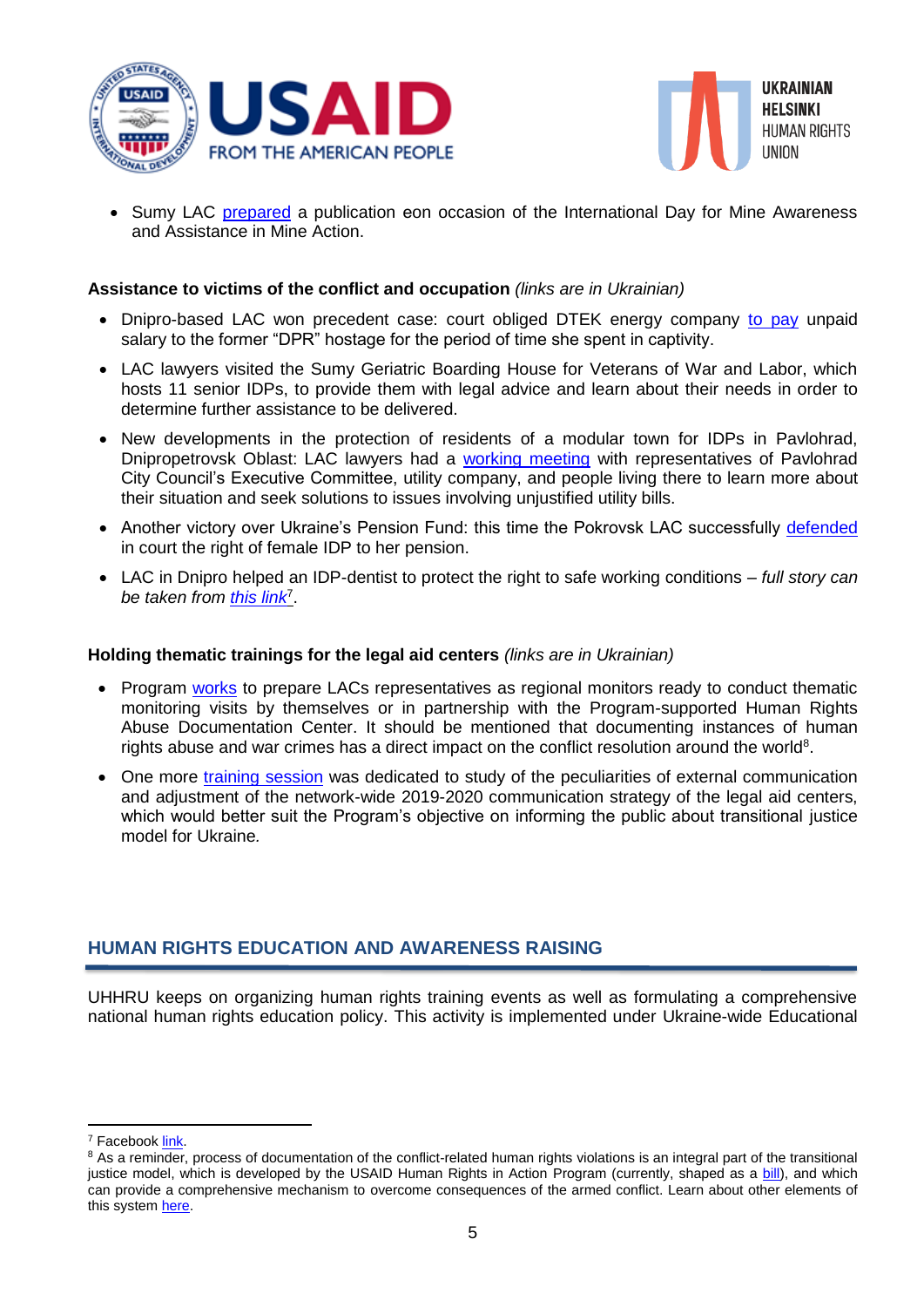- Sumy LAC prepared a publication eon occasion of the International Day for Mine Awareness and Assistance in Mine Action.

**Assistance to victims of the conflict and occupation** *(links are in Ukrainian)*

- Dnipro-based LAC won precedent case: court obliged DTEK energy company to pay unpaid salary to the former "DPR" hostage for the period of time she spent in captivity.
- LAC lawyers visited the Sumy Geriatric Boarding House for Veterans of War and Labor, which hosts 11 senior IDPs, to provide them with legal advice and learn about their needs in order to determine further assistance to be delivered.
- New developments in the protection of residents of a modular town for IDPs in Pavlohrad, Dnipropetrovsk Oblast: LAC lawyers had a working meeting with representatives of Pavlohrad City Council's Executive Committee, utility company, and people living there to learn more about their situation and seek solutions to issues involving unjustified utility bills.
- Another victory over Ukraine's Pension Fund: this time the Pokrovsk LAC successfully defended in court the right of female IDP to her pension.
- LAC in Dnipro helped an IDP-dentist to protect the right to safe working conditions – *full story can be taken from this link*[7].

**Holding thematic trainings for the legal aid centers** *(links are in Ukrainian)*

- Program works to prepare LACs representatives as regional monitors ready to conduct thematic monitoring visits by themselves or in partnership with the Program-supported Human Rights Abuse Documentation Center. It should be mentioned that documenting instances of human rights abuse and war crimes has a direct impact on the conflict resolution around the world[8].
- One more training session was dedicated to study of the peculiarities of external communication and adjustment of the network-wide 2019-2020 communication strategy of the legal aid centers, which would better suit the Program's objective on informing the public about transitional justice model for Ukraine.

## HUMAN RIGHTS EDUCATION AND AWARENESS RAISING

UHHRU keeps on organizing human rights training events as well as formulating a comprehensive national human rights education policy. This activity is implemented under Ukraine-wide Educational

---

[7] Facebook link.

[8] As a reminder, process of documentation of the conflict-related human rights violations is an integral part of the transitional justice model, which is developed by the USAID Human Rights in Action Program (currently, shaped as a bill), and which can provide a comprehensive mechanism to overcome consequences of the armed conflict. Learn about other elements of this system here.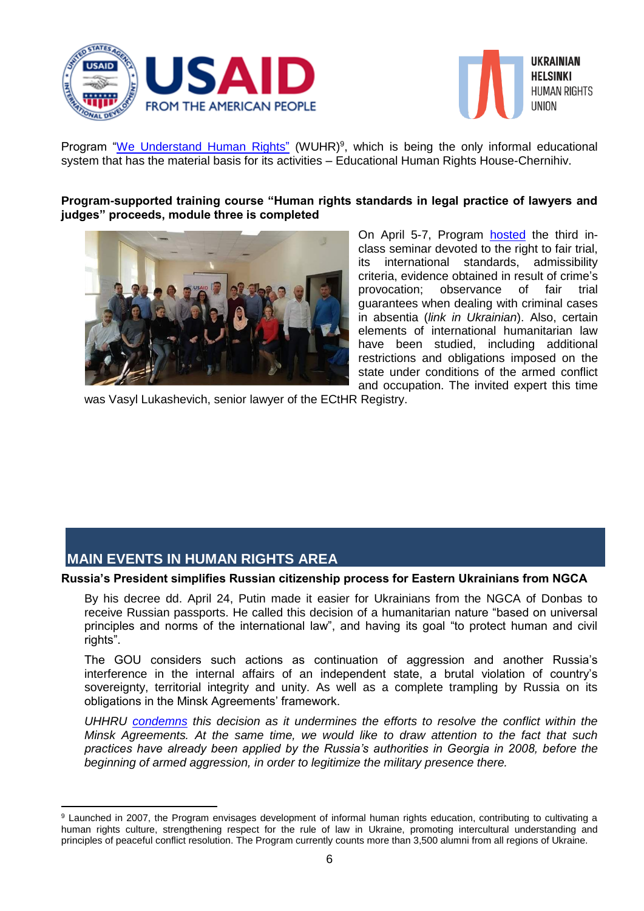Program "We Understand Human Rights" (WUHR)[9], which is being the only informal educational system that has the material basis for its activities – Educational Human Rights House-Chernihiv.

**Program-supported training course "Human rights standards in legal practice of lawyers and judges" proceeds, module three is completed**

On April 5-7, Program hosted the third in-class seminar devoted to the right to fair trial, its international standards, admissibility criteria, evidence obtained in result of crime's provocation; observance of fair trial guarantees when dealing with criminal cases in absentia (*link in Ukrainian*). Also, certain elements of international humanitarian law have been studied, including additional restrictions and obligations imposed on the state under conditions of the armed conflict and occupation. The invited expert this time was Vasyl Lukashevich, senior lawyer of the ECtHR Registry.

## MAIN EVENTS IN HUMAN RIGHTS AREA

**Russia's President simplifies Russian citizenship process for Eastern Ukrainians from NGCA**

By his decree dd. April 24, Putin made it easier for Ukrainians from the NGCA of Donbas to receive Russian passports. He called this decision of a humanitarian nature "based on universal principles and norms of the international law", and having its goal "to protect human and civil rights".

The GOU considers such actions as continuation of aggression and another Russia's interference in the internal affairs of an independent state, a brutal violation of country's sovereignty, territorial integrity and unity. As well as a complete trampling by Russia on its obligations in the Minsk Agreements' framework.

*UHHRU condemns this decision as it undermines the efforts to resolve the conflict within the Minsk Agreements. At the same time, we would like to draw attention to the fact that such practices have already been applied by the Russia's authorities in Georgia in 2008, before the beginning of armed aggression, in order to legitimize the military presence there.*

---

[9] Launched in 2007, the Program envisages development of informal human rights education, contributing to cultivating a human rights culture, strengthening respect for the rule of law in Ukraine, promoting intercultural understanding and principles of peaceful conflict resolution. The Program currently counts more than 3,500 alumni from all regions of Ukraine.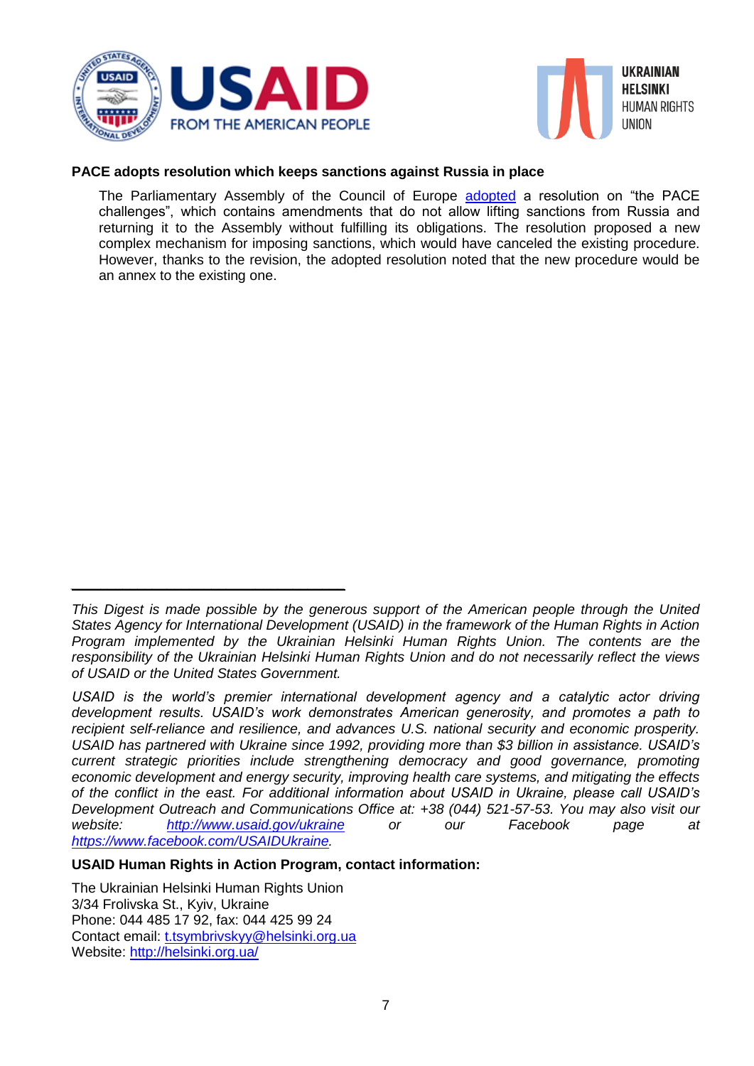**PACE adopts resolution which keeps sanctions against Russia in place**

The Parliamentary Assembly of the Council of Europe adopted a resolution on "the PACE challenges", which contains amendments that do not allow lifting sanctions from Russia and returning it to the Assembly without fulfilling its obligations. The resolution proposed a new complex mechanism for imposing sanctions, which would have canceled the existing procedure. However, thanks to the revision, the adopted resolution noted that the new procedure would be an annex to the existing one.

---

*This Digest is made possible by the generous support of the American people through the United States Agency for International Development (USAID) in the framework of the Human Rights in Action Program implemented by the Ukrainian Helsinki Human Rights Union. The contents are the responsibility of the Ukrainian Helsinki Human Rights Union and do not necessarily reflect the views of USAID or the United States Government.*

*USAID is the world's premier international development agency and a catalytic actor driving development results. USAID's work demonstrates American generosity, and promotes a path to recipient self-reliance and resilience, and advances U.S. national security and economic prosperity. USAID has partnered with Ukraine since 1992, providing more than $3 billion in assistance. USAID's current strategic priorities include strengthening democracy and good governance, promoting economic development and energy security, improving health care systems, and mitigating the effects of the conflict in the east. For additional information about USAID in Ukraine, please call USAID's Development Outreach and Communications Office at: +38 (044) 521-57-53. You may also visit our website: http://www.usaid.gov/ukraine or our Facebook page at https://www.facebook.com/USAIDUkraine.*

**USAID Human Rights in Action Program, contact information:**

The Ukrainian Helsinki Human Rights Union
3/34 Frolivska St., Kyiv, Ukraine
Phone: 044 485 17 92, fax: 044 425 99 24
Contact email: t.tsymbrivskyy@helsinki.org.ua
Website: http://helsinki.org.ua/